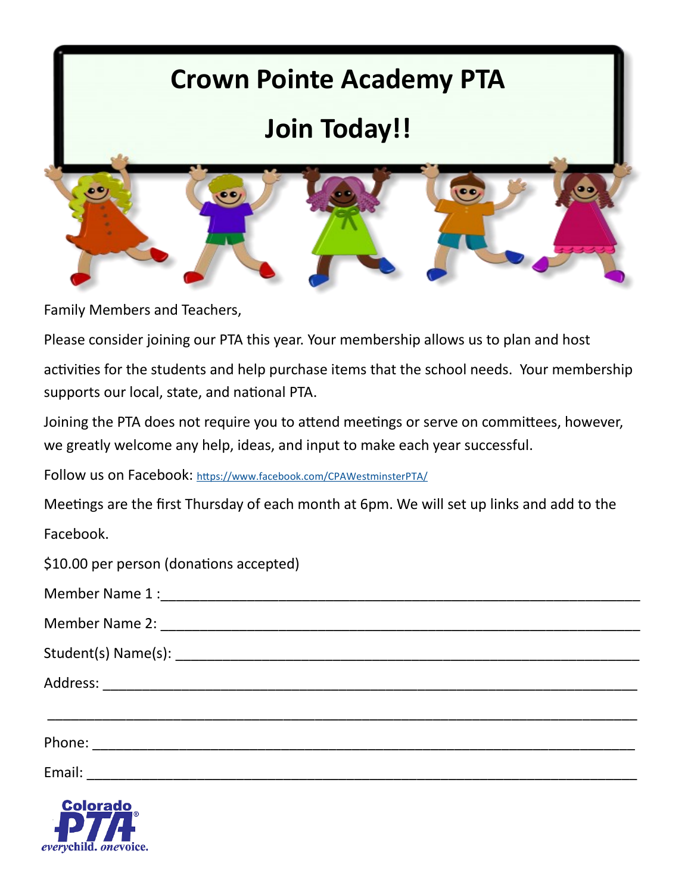# Crown Pointe Academy PTA

# Join Today!!

Family Members and Teachers,

Please consider joining our PTA this year. Your membership allows us to plan and host activities for the students and help purchase items that the school needs. Your membership supports our local, state, and national PTA.

Joining the PTA does not require you to attend meetings or serve on committees, however, we greatly welcome any help, ideas, and input to make each year successful.

Follow us on Facebook: https://www.facebook.com/CPAWestminsterPTA/

Meetings are the first Thursday of each month at 6pm. We will set up links and add to the Facebook.

$10.00 per person (donations accepted)

Member Name 1 :_______________________________________________

Member Name 2: _______________________________________________

Student(s) Name(s): ____________________________________________

Address: _____________________________________________________

_____________________________________________________________

Phone: ______________________________________________________

Email: _______________________________________________________

Colorado PTA

*everychild. onevoice.*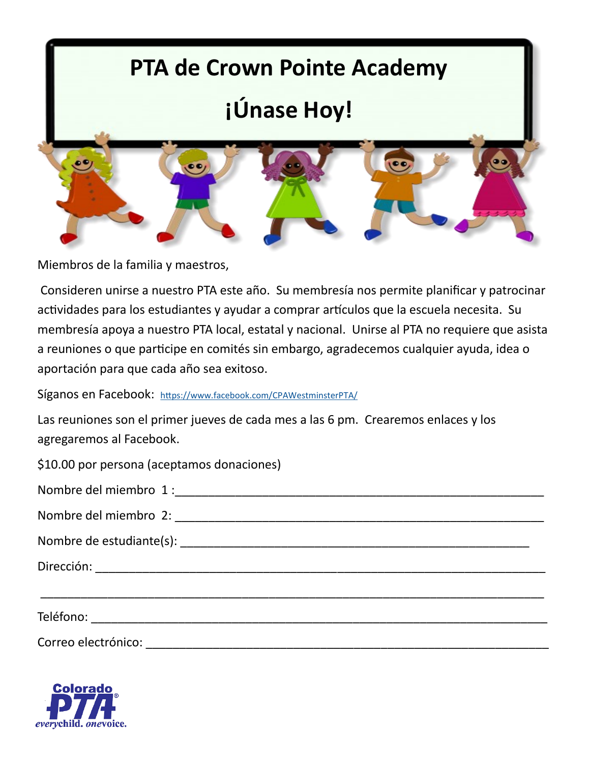# PTA de Crown Pointe Academy

## ¡Únase Hoy!

Miembros de la familia y maestros,

Consideren unirse a nuestro PTA este año. Su membresía nos permite planificar y patrocinar actividades para los estudiantes y ayudar a comprar artículos que la escuela necesita. Su membresía apoya a nuestro PTA local, estatal y nacional. Unirse al PTA no requiere que asista a reuniones o que participe en comités sin embargo, agradecemos cualquier ayuda, idea o aportación para que cada año sea exitoso.

Síganos en Facebook: https://www.facebook.com/CPAWestminsterPTA/

Las reuniones son el primer jueves de cada mes a las 6 pm. Crearemos enlaces y los agregaremos al Facebook.

$10.00 por persona (aceptamos donaciones)

Nombre del miembro 1 :___________________________________________________________

Nombre del miembro 2: ___________________________________________________________

Nombre de estudiante(s): _______________________________________________________

Dirección: ________________________________________________________________________

_______________________________________________________________________________________

Teléfono: _________________________________________________________________________

Correo electrónico: _________________________________________________________________

Colorado PTA®
*everychild. onevoice.*